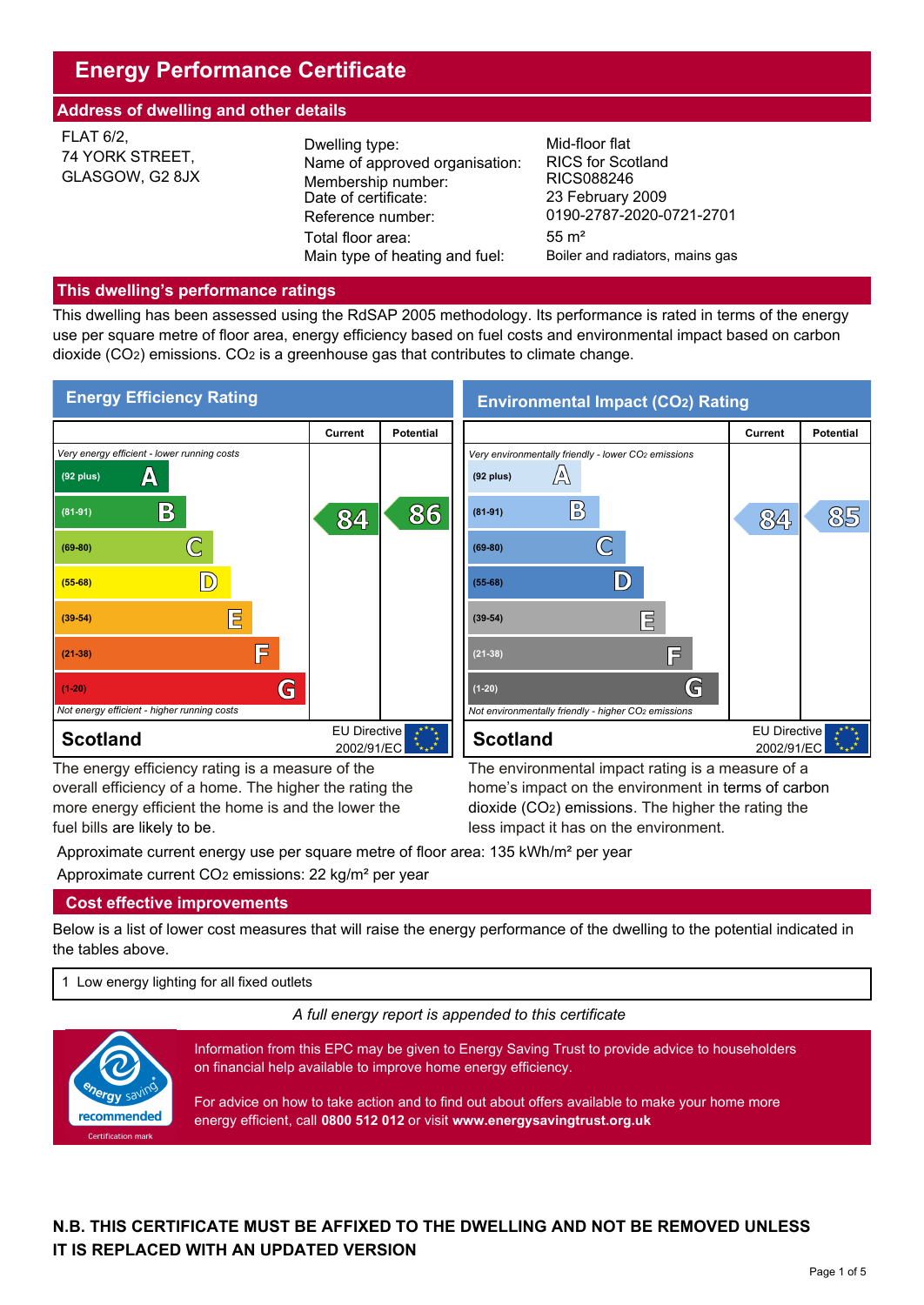# Energy Performance Certificate

## Address of dwelling and other details

FLAT 6/2,
74 YORK STREET,
GLASGOW, G2 8JX

| | |
|---|---|
| Dwelling type: | Mid-floor flat |
| Name of approved organisation: | RICS for Scotland |
| Membership number: | RICS088246 |
| Date of certificate: | 23 February 2009 |
| Reference number: | 0190-2787-2020-0721-2701 |
| Total floor area: | 55 m² |
| Main type of heating and fuel: | Boiler and radiators, mains gas |

## This dwelling's performance ratings

This dwelling has been assessed using the RdSAP 2005 methodology. Its performance is rated in terms of the energy use per square metre of floor area, energy efficiency based on fuel costs and environmental impact based on carbon dioxide ($CO_2$) emissions. $CO_2$ is a greenhouse gas that contributes to climate change.

### Energy Efficiency Rating

| | Current | Potential |
|---|---|---|
| *Very energy efficient - lower running costs* | | |
| (92 plus) A | | |
| (81-91) B | 84 | 86 |
| (69-80) C | | |
| (55-68) D | | |
| (39-54) E | | |
| (21-38) F | | |
| (1-20) G | | |
| *Not energy efficient - higher running costs* | | |
| **Scotland** | EU Directive 2002/91/EC | |

The energy efficiency rating is a measure of the overall efficiency of a home. The higher the rating the more energy efficient the home is and the lower the fuel bills are likely to be.

### Environmental Impact ($CO_2$) Rating

| | Current | Potential |
|---|---|---|
| *Very environmentally friendly - lower $CO_2$ emissions* | | |
| (92 plus) A | | |
| (81-91) B | 84 | 85 |
| (69-80) C | | |
| (55-68) D | | |
| (39-54) E | | |
| (21-38) F | | |
| (1-20) G | | |
| *Not environmentally friendly - higher $CO_2$ emissions* | | |
| **Scotland** | EU Directive 2002/91/EC | |

The environmental impact rating is a measure of a home's impact on the environment in terms of carbon dioxide ($CO_2$) emissions. The higher the rating the less impact it has on the environment.

Approximate current energy use per square metre of floor area: 135 kWh/m² per year

Approximate current $CO_2$ emissions: 22 kg/m² per year

## Cost effective improvements

Below is a list of lower cost measures that will raise the energy performance of the dwelling to the potential indicated in the tables above.

1 Low energy lighting for all fixed outlets

*A full energy report is appended to this certificate*

energy saving recommended — Certification mark

Information from this EPC may be given to Energy Saving Trust to provide advice to householders on financial help available to improve home energy efficiency.

For advice on how to take action and to find out about offers available to make your home more energy efficient, call **0800 512 012** or visit **www.energysavingtrust.org.uk**

**N.B. THIS CERTIFICATE MUST BE AFFIXED TO THE DWELLING AND NOT BE REMOVED UNLESS IT IS REPLACED WITH AN UPDATED VERSION**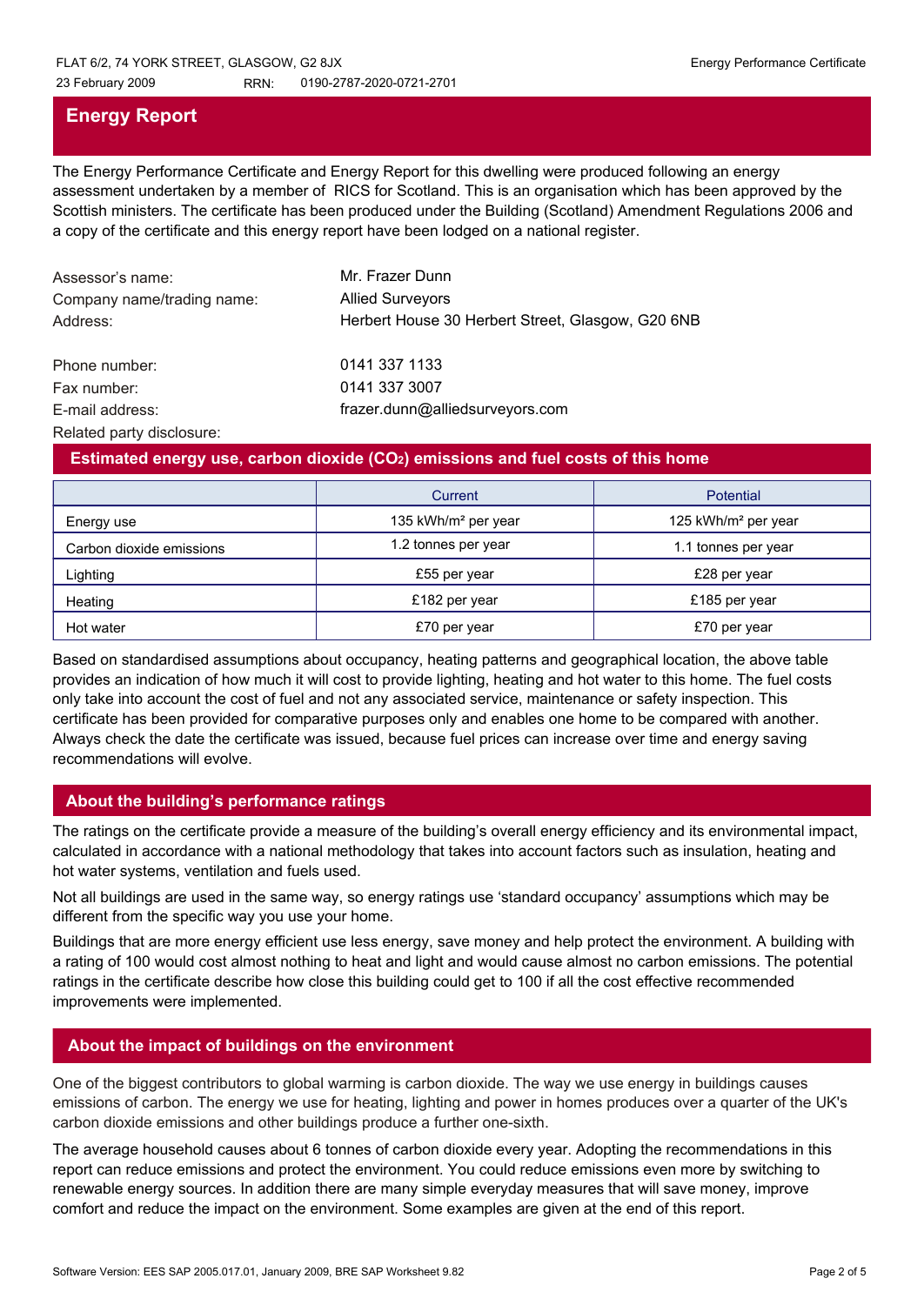FLAT 6/2, 74 YORK STREET, GLASGOW, G2 8JX

23 February 2009 RRN: 0190-2787-2020-0721-2701

Energy Performance Certificate

## Energy Report

The Energy Performance Certificate and Energy Report for this dwelling were produced following an energy assessment undertaken by a member of RICS for Scotland. This is an organisation which has been approved by the Scottish ministers. The certificate has been produced under the Building (Scotland) Amendment Regulations 2006 and a copy of the certificate and this energy report have been lodged on a national register.

| | |
|---|---|
| Assessor's name: | Mr. Frazer Dunn |
| Company name/trading name: | Allied Surveyors |
| Address: | Herbert House 30 Herbert Street, Glasgow, G20 6NB |
| Phone number: | 0141 337 1133 |
| Fax number: | 0141 337 3007 |
| E-mail address: | frazer.dunn@alliedsurveyors.com |
| Related party disclosure: | |

## Estimated energy use, carbon dioxide ($CO_2$) emissions and fuel costs of this home

| | Current | Potential |
|---|---|---|
| Energy use | 135 kWh/m² per year | 125 kWh/m² per year |
| Carbon dioxide emissions | 1.2 tonnes per year | 1.1 tonnes per year |
| Lighting | £55 per year | £28 per year |
| Heating | £182 per year | £185 per year |
| Hot water | £70 per year | £70 per year |

Based on standardised assumptions about occupancy, heating patterns and geographical location, the above table provides an indication of how much it will cost to provide lighting, heating and hot water to this home. The fuel costs only take into account the cost of fuel and not any associated service, maintenance or safety inspection. This certificate has been provided for comparative purposes only and enables one home to be compared with another. Always check the date the certificate was issued, because fuel prices can increase over time and energy saving recommendations will evolve.

## About the building's performance ratings

The ratings on the certificate provide a measure of the building's overall energy efficiency and its environmental impact, calculated in accordance with a national methodology that takes into account factors such as insulation, heating and hot water systems, ventilation and fuels used.

Not all buildings are used in the same way, so energy ratings use 'standard occupancy' assumptions which may be different from the specific way you use your home.

Buildings that are more energy efficient use less energy, save money and help protect the environment. A building with a rating of 100 would cost almost nothing to heat and light and would cause almost no carbon emissions. The potential ratings in the certificate describe how close this building could get to 100 if all the cost effective recommended improvements were implemented.

## About the impact of buildings on the environment

One of the biggest contributors to global warming is carbon dioxide. The way we use energy in buildings causes emissions of carbon. The energy we use for heating, lighting and power in homes produces over a quarter of the UK's carbon dioxide emissions and other buildings produce a further one-sixth.

The average household causes about 6 tonnes of carbon dioxide every year. Adopting the recommendations in this report can reduce emissions and protect the environment. You could reduce emissions even more by switching to renewable energy sources. In addition there are many simple everyday measures that will save money, improve comfort and reduce the impact on the environment. Some examples are given at the end of this report.

Software Version: EES SAP 2005.017.01, January 2009, BRE SAP Worksheet 9.82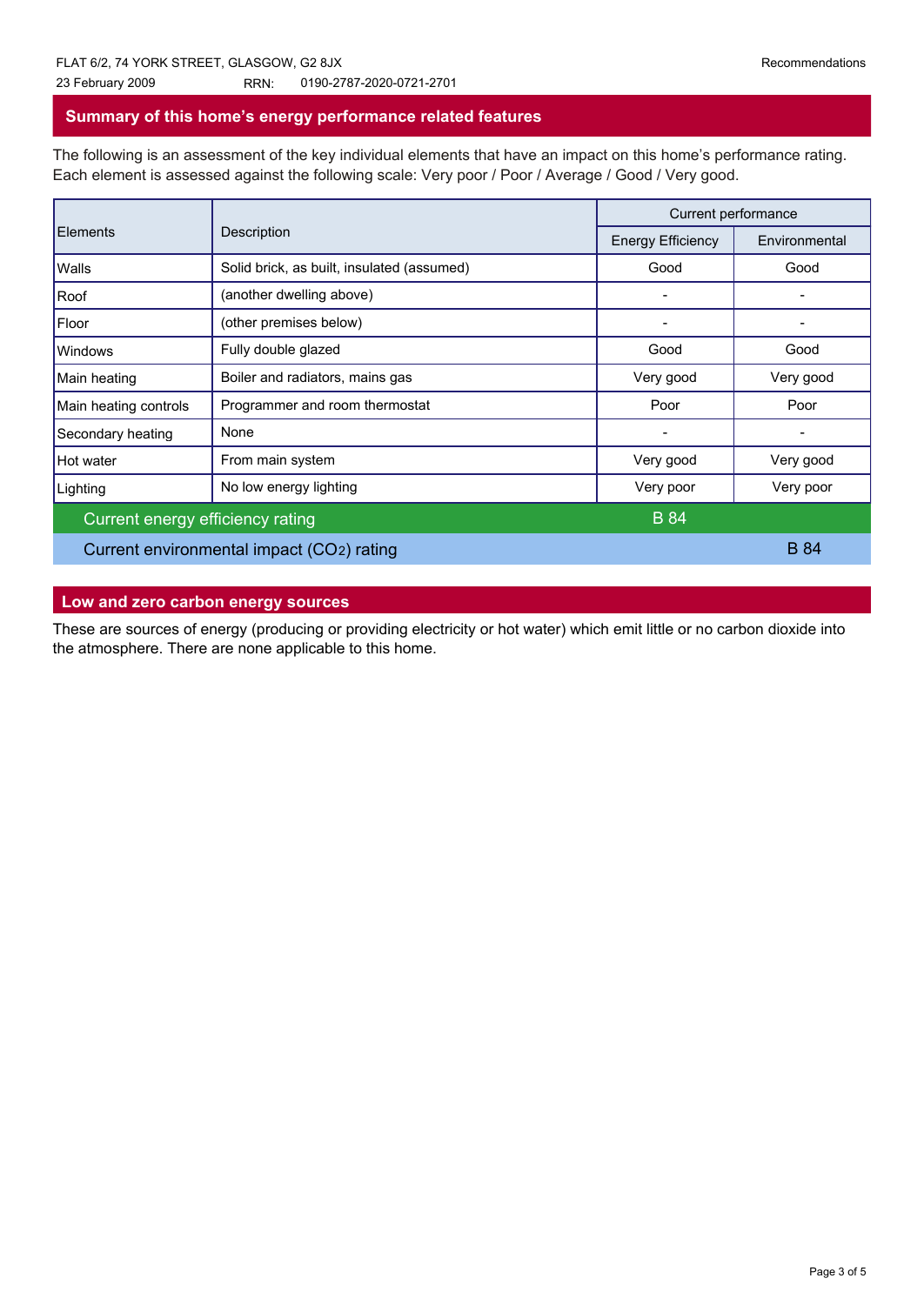## Summary of this home's energy performance related features

The following is an assessment of the key individual elements that have an impact on this home's performance rating. Each element is assessed against the following scale: Very poor / Poor / Average / Good / Very good.

| Elements | Description | Current performance | |
|---|---|---|---|
| | | Energy Efficiency | Environmental |
| Walls | Solid brick, as built, insulated (assumed) | Good | Good |
| Roof | (another dwelling above) | - | - |
| Floor | (other premises below) | - | - |
| Windows | Fully double glazed | Good | Good |
| Main heating | Boiler and radiators, mains gas | Very good | Very good |
| Main heating controls | Programmer and room thermostat | Poor | Poor |
| Secondary heating | None | - | - |
| Hot water | From main system | Very good | Very good |
| Lighting | No low energy lighting | Very poor | Very poor |
| Current energy efficiency rating | | B 84 | |
| Current environmental impact ($CO_2$) rating | | | B 84 |

## Low and zero carbon energy sources

These are sources of energy (producing or providing electricity or hot water) which emit little or no carbon dioxide into the atmosphere. There are none applicable to this home.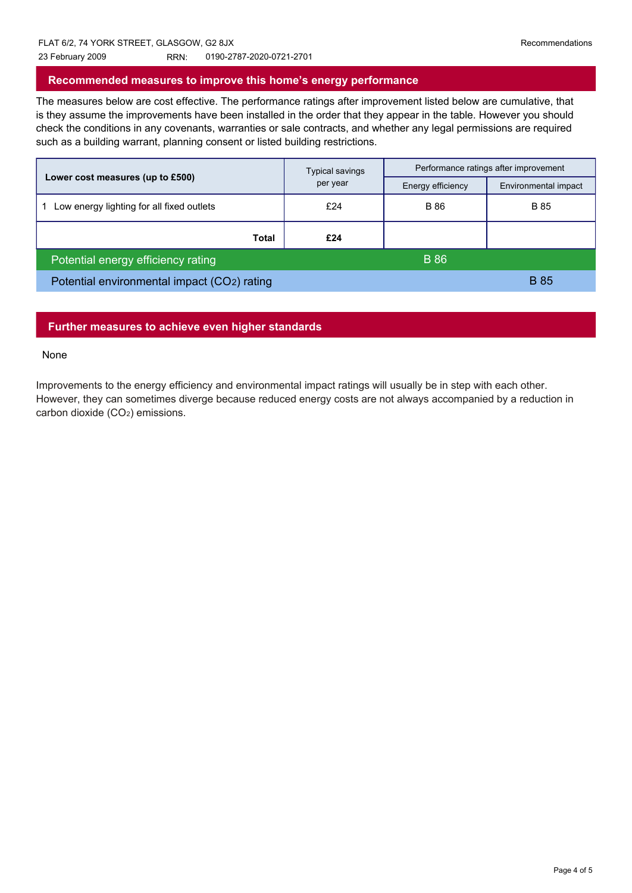FLAT 6/2, 74 YORK STREET, GLASGOW, G2 8JX
23 February 2009 RRN: 0190-2787-2020-0721-2701

## Recommended measures to improve this home's energy performance

The measures below are cost effective. The performance ratings after improvement listed below are cumulative, that is they assume the improvements have been installed in the order that they appear in the table. However you should check the conditions in any covenants, warranties or sale contracts, and whether any legal permissions are required such as a building warrant, planning consent or listed building restrictions.

| Lower cost measures (up to £500) | Typical savings per year | Performance ratings after improvement | |
|---|---|---|---|
| | | Energy efficiency | Environmental impact |
| 1 Low energy lighting for all fixed outlets | £24 | B 86 | B 85 |
| **Total** | **£24** | | |
| Potential energy efficiency rating | | B 86 | |
| Potential environmental impact ($CO_2$) rating | | | B 85 |

## Further measures to achieve even higher standards

None

Improvements to the energy efficiency and environmental impact ratings will usually be in step with each other. However, they can sometimes diverge because reduced energy costs are not always accompanied by a reduction in carbon dioxide ($CO_2$) emissions.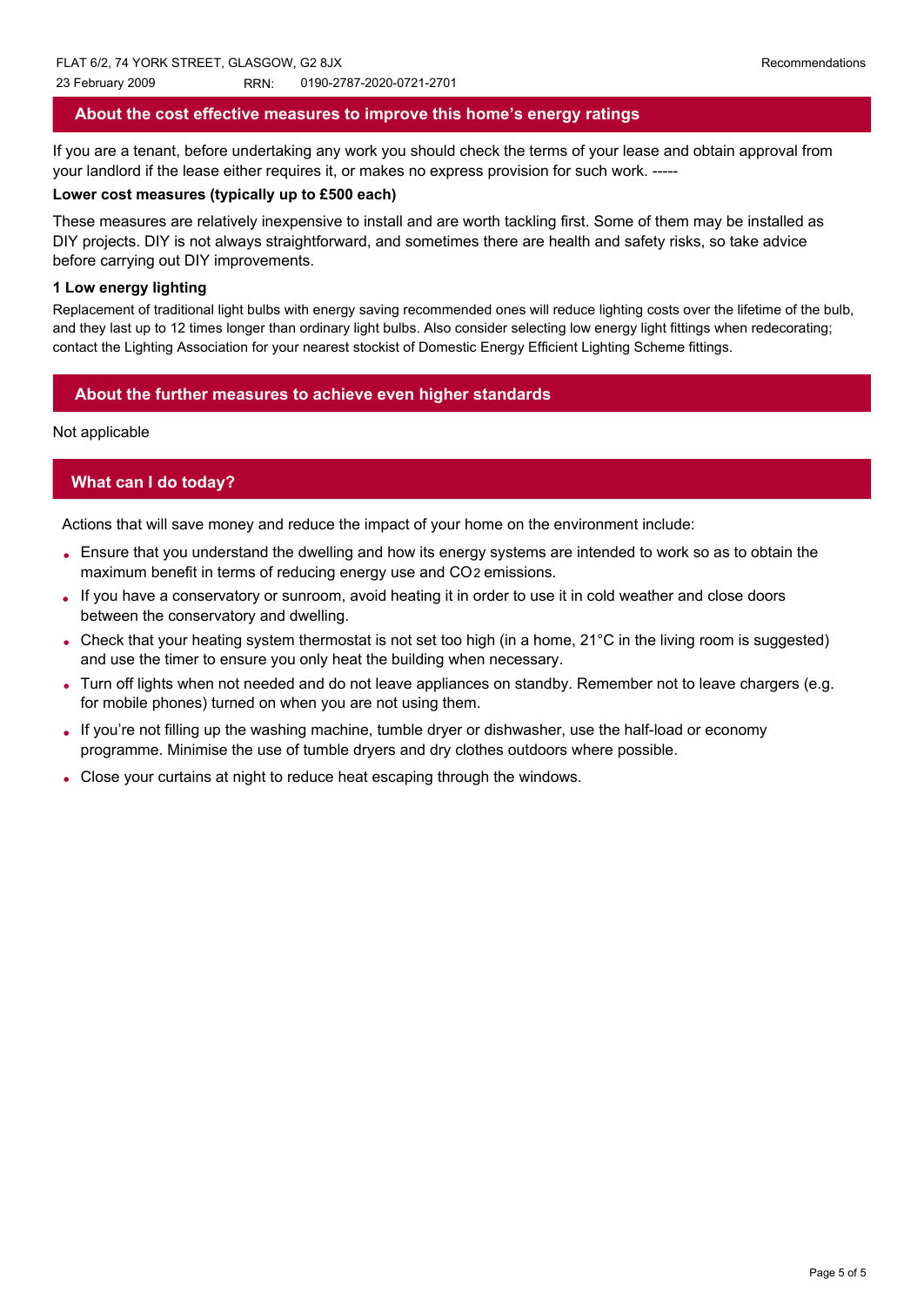## About the cost effective measures to improve this home's energy ratings

If you are a tenant, before undertaking any work you should check the terms of your lease and obtain approval from your landlord if the lease either requires it, or makes no express provision for such work. -----

**Lower cost measures (typically up to £500 each)**

These measures are relatively inexpensive to install and are worth tackling first. Some of them may be installed as DIY projects. DIY is not always straightforward, and sometimes there are health and safety risks, so take advice before carrying out DIY improvements.

**1 Low energy lighting**

Replacement of traditional light bulbs with energy saving recommended ones will reduce lighting costs over the lifetime of the bulb, and they last up to 12 times longer than ordinary light bulbs. Also consider selecting low energy light fittings when redecorating; contact the Lighting Association for your nearest stockist of Domestic Energy Efficient Lighting Scheme fittings.

## About the further measures to achieve even higher standards

Not applicable

## What can I do today?

Actions that will save money and reduce the impact of your home on the environment include:

- Ensure that you understand the dwelling and how its energy systems are intended to work so as to obtain the maximum benefit in terms of reducing energy use and $CO_2$ emissions.
- If you have a conservatory or sunroom, avoid heating it in order to use it in cold weather and close doors between the conservatory and dwelling.
- Check that your heating system thermostat is not set too high (in a home, 21°C in the living room is suggested) and use the timer to ensure you only heat the building when necessary.
- Turn off lights when not needed and do not leave appliances on standby. Remember not to leave chargers (e.g. for mobile phones) turned on when you are not using them.
- If you're not filling up the washing machine, tumble dryer or dishwasher, use the half-load or economy programme. Minimise the use of tumble dryers and dry clothes outdoors where possible.
- Close your curtains at night to reduce heat escaping through the windows.